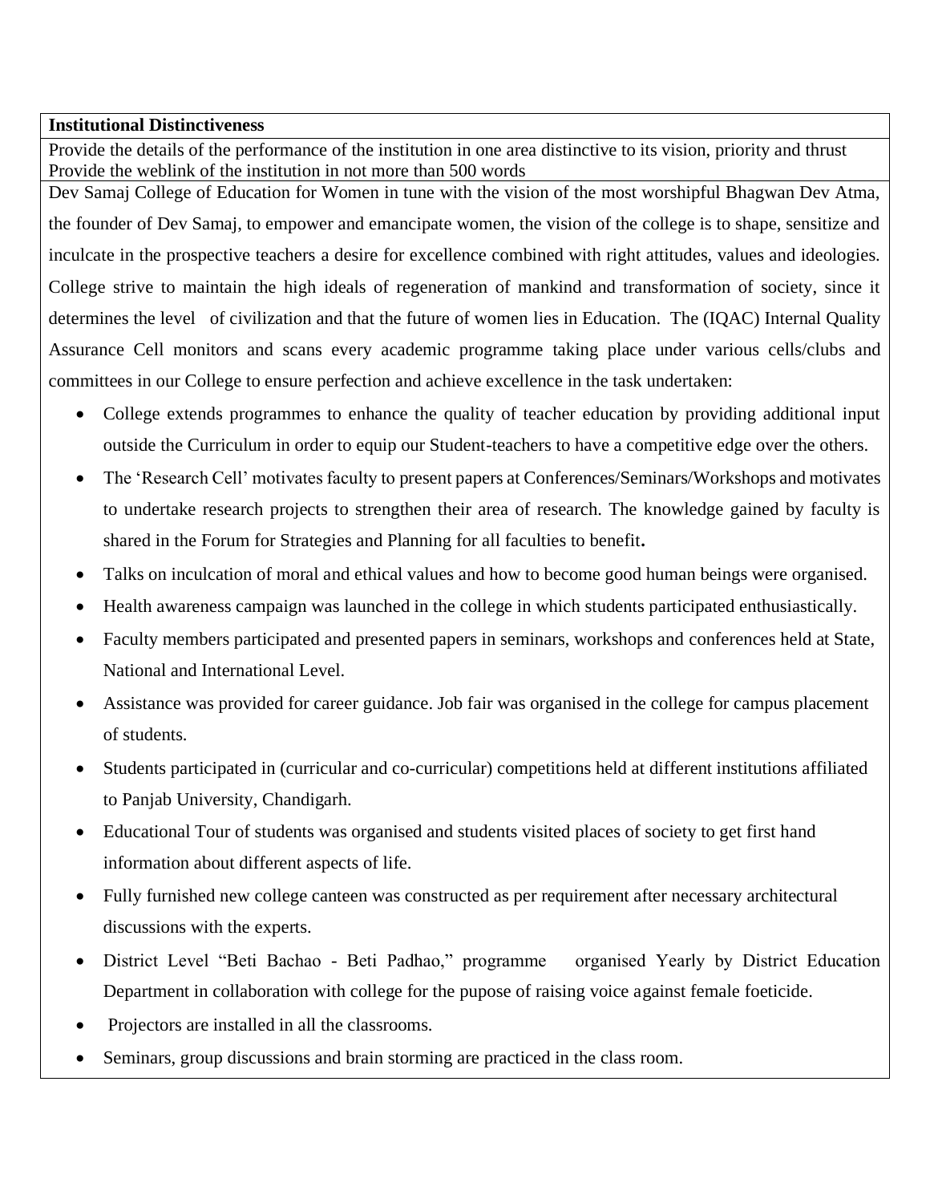**Institutional Distinctiveness**

Provide the details of the performance of the institution in one area distinctive to its vision, priority and thrust Provide the weblink of the institution in not more than 500 words

Dev Samaj College of Education for Women in tune with the vision of the most worshipful Bhagwan Dev Atma, the founder of Dev Samaj, to empower and emancipate women, the vision of the college is to shape, sensitize and inculcate in the prospective teachers a desire for excellence combined with right attitudes, values and ideologies. College strive to maintain the high ideals of regeneration of mankind and transformation of society, since it determines the level of civilization and that the future of women lies in Education. The (IQAC) Internal Quality Assurance Cell monitors and scans every academic programme taking place under various cells/clubs and committees in our College to ensure perfection and achieve excellence in the task undertaken:

- College extends programmes to enhance the quality of teacher education by providing additional input outside the Curriculum in order to equip our Student-teachers to have a competitive edge over the others.
- The 'Research Cell' motivates faculty to present papers at Conferences/Seminars/Workshops and motivates to undertake research projects to strengthen their area of research. The knowledge gained by faculty is shared in the Forum for Strategies and Planning for all faculties to benefit**.**
- Talks on inculcation of moral and ethical values and how to become good human beings were organised.
- Health awareness campaign was launched in the college in which students participated enthusiastically.
- Faculty members participated and presented papers in seminars, workshops and conferences held at State, National and International Level.
- Assistance was provided for career guidance. Job fair was organised in the college for campus placement of students.
- Students participated in (curricular and co-curricular) competitions held at different institutions affiliated to Panjab University, Chandigarh.
- Educational Tour of students was organised and students visited places of society to get first hand information about different aspects of life.
- Fully furnished new college canteen was constructed as per requirement after necessary architectural discussions with the experts.
- District Level "Beti Bachao - Beti Padhao," programme organised Yearly by District Education Department in collaboration with college for the pupose of raising voice against female foeticide.
- Projectors are installed in all the classrooms.
- Seminars, group discussions and brain storming are practiced in the class room.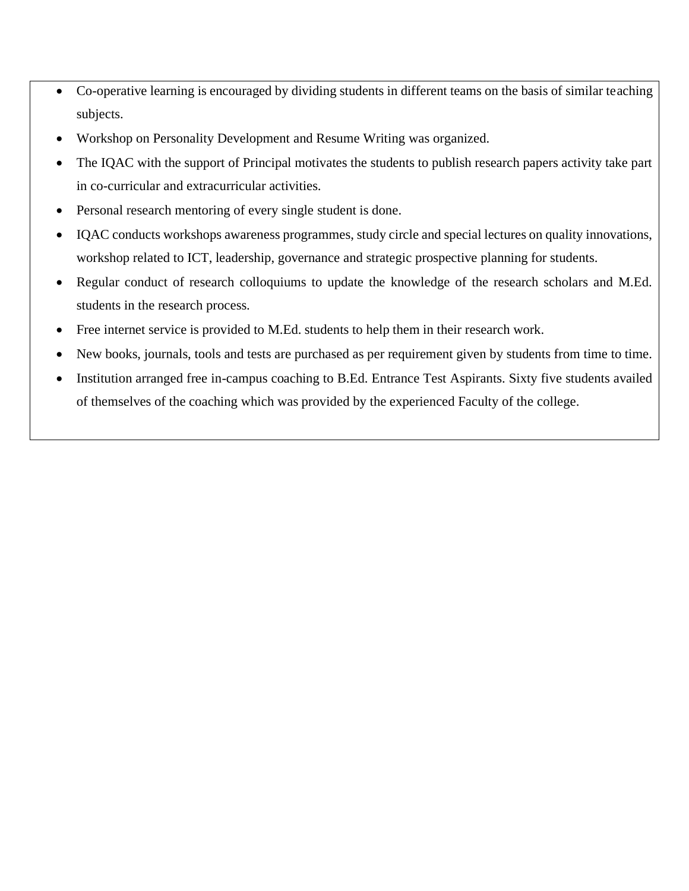- Co-operative learning is encouraged by dividing students in different teams on the basis of similar teaching subjects.
- Workshop on Personality Development and Resume Writing was organized.
- The IQAC with the support of Principal motivates the students to publish research papers activity take part in co-curricular and extracurricular activities.
- Personal research mentoring of every single student is done.
- IQAC conducts workshops awareness programmes, study circle and special lectures on quality innovations, workshop related to ICT, leadership, governance and strategic prospective planning for students.
- Regular conduct of research colloquiums to update the knowledge of the research scholars and M.Ed. students in the research process.
- Free internet service is provided to M.Ed. students to help them in their research work.
- New books, journals, tools and tests are purchased as per requirement given by students from time to time.
- Institution arranged free in-campus coaching to B.Ed. Entrance Test Aspirants. Sixty five students availed of themselves of the coaching which was provided by the experienced Faculty of the college.